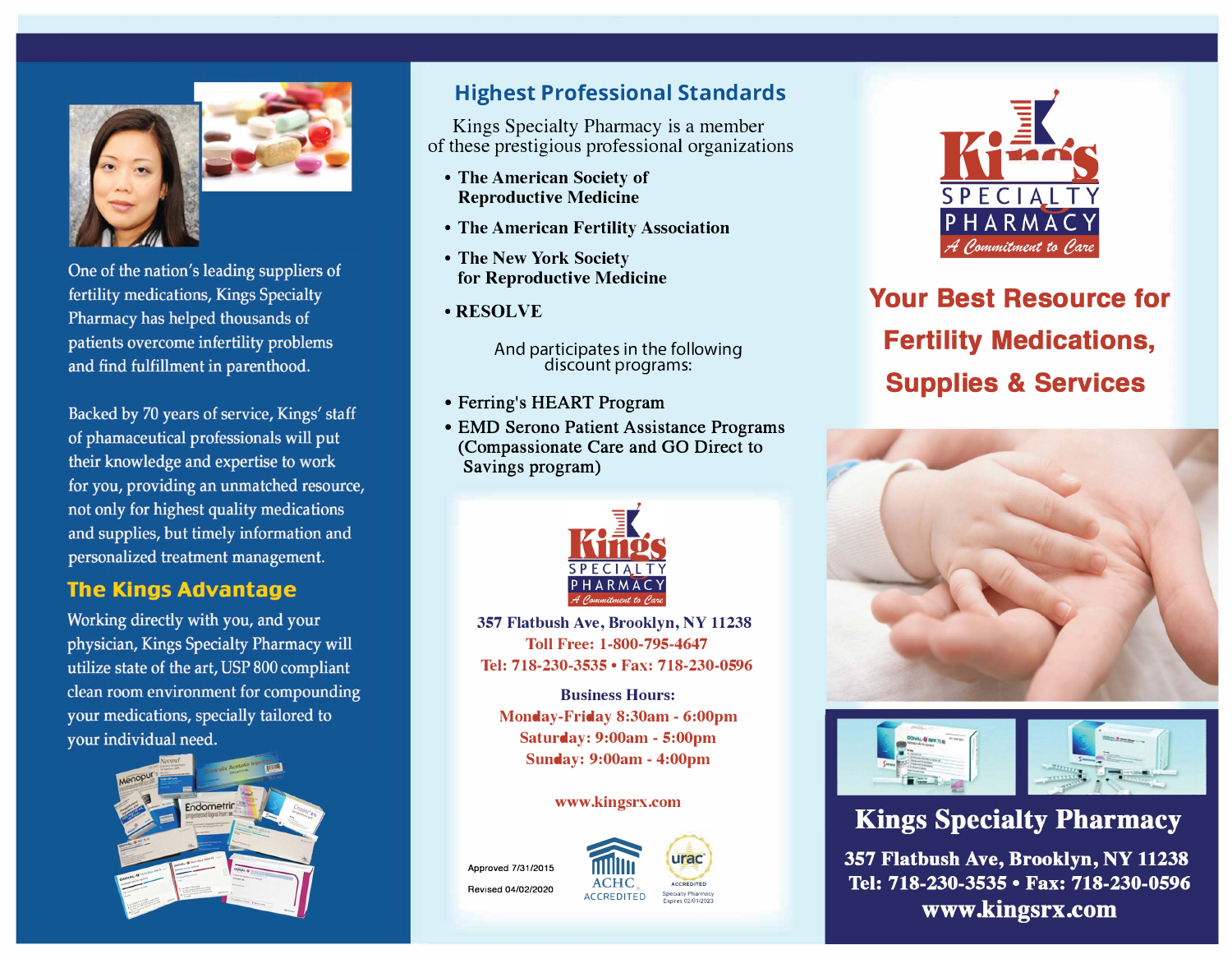One of the nation's leading suppliers of fertility medications, Kings Specialty Pharmacy has helped thousands of patients overcome infertility problems and find fulfillment in parenthood.

Backed by 70 years of service, Kings' staff of phamaceutical professionals will put their knowledge and expertise to work for you, providing an unmatched resource, not only for highest quality medications and supplies, but timely information and personalized treatment management.

## The Kings Advantage

Working directly with you, and your physician, Kings Specialty Pharmacy will utilize state of the art, USP 800 compliant clean room environment for compounding your medications, specially tailored to your individual need.

## Highest Professional Standards

Kings Specialty Pharmacy is a member of these prestigious professional organizations

- **The American Society of Reproductive Medicine**
- **The American Fertility Association**
- **The New York Society for Reproductive Medicine**
- **RESOLVE**

And participates in the following discount programs:

- **Ferring's HEART Program**
- **EMD Serono Patient Assistance Programs (Compassionate Care and GO Direct to Savings program)**

Kings Specialty Pharmacy
A Commitment to Care

**357 Flatbush Ave, Brooklyn, NY 11238**
**Toll Free: 1-800-795-4647**
**Tel: 718-230-3535 • Fax: 718-230-0596**

**Business Hours:**
**Monday-Friday 8:30am - 6:00pm**
**Saturday: 9:00am - 5:00pm**
**Sunday: 9:00am - 4:00pm**

**www.kingsrx.com**

Approved 7/31/2015

Revised 04/02/2020

ACHC ACCREDITED

urac ACCREDITED Specialty Pharmacy Expires 02/01/2023

Kings Specialty Pharmacy
A Commitment to Care

# Your Best Resource for Fertility Medications, Supplies & Services

## Kings Specialty Pharmacy

**357 Flatbush Ave, Brooklyn, NY 11238**
**Tel: 718-230-3535 • Fax: 718-230-0596**
**www.kingsrx.com**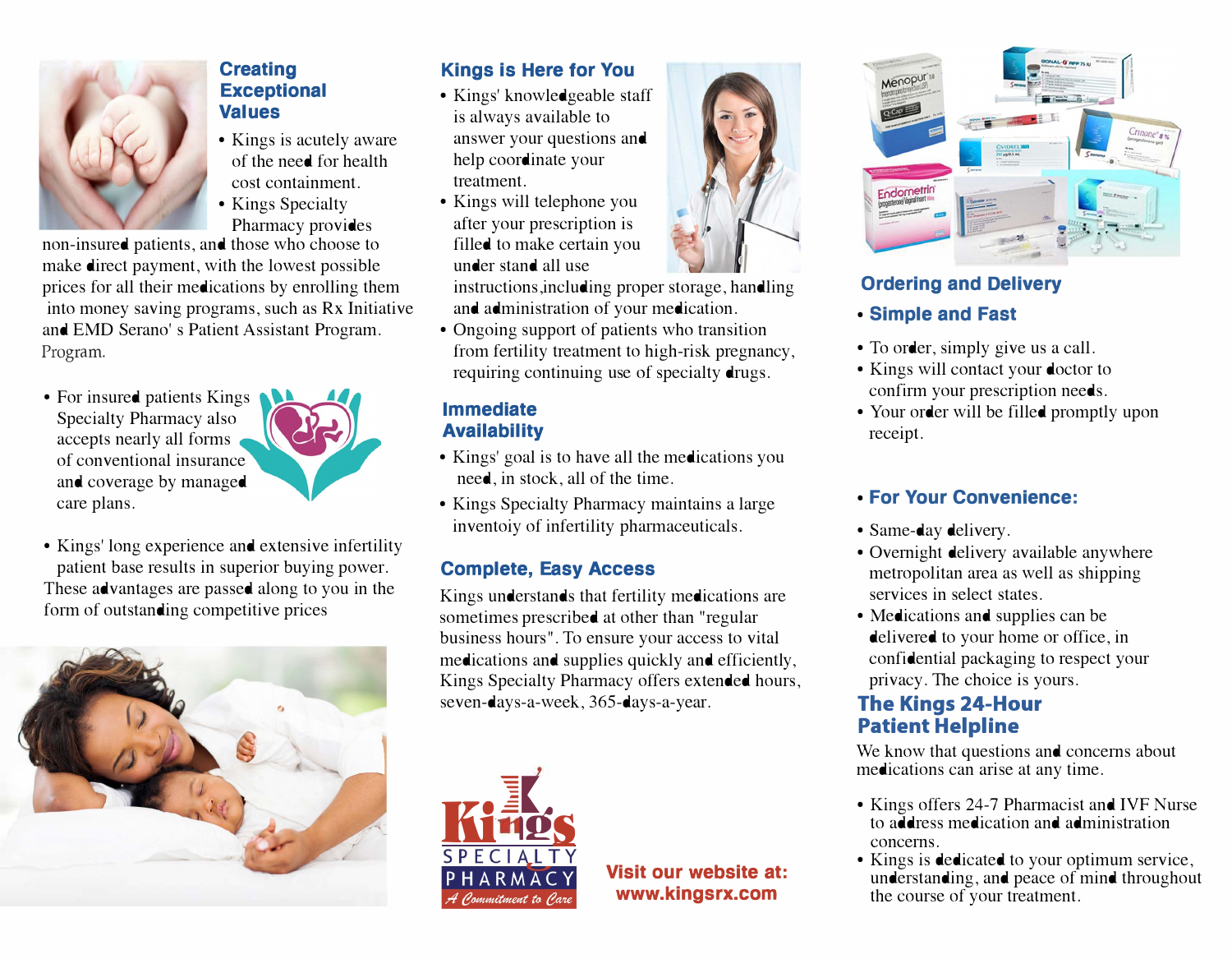## Creating Exceptional Values

- Kings is acutely aware of the need for health cost containment.
- Kings Specialty Pharmacy provides non-insured patients, and those who choose to make direct payment, with the lowest possible prices for all their medications by enrolling them into money saving programs, such as Rx Initiative and EMD Serano' s Patient Assistant Program. Program.

- For insured patients Kings Specialty Pharmacy also accepts nearly all forms of conventional insurance and coverage by managed care plans.

- Kings' long experience and extensive infertility patient base results in superior buying power. These advantages are passed along to you in the form of outstanding competitive prices

## Kings is Here for You

- Kings' knowledgeable staff is always available to answer your questions and help coordinate your treatment.
- Kings will telephone you after your prescription is filled to make certain you under stand all use instructions,including proper storage, handling and administration of your medication.
- Ongoing support of patients who transition from fertility treatment to high-risk pregnancy, requiring continuing use of specialty drugs.

## Immediate Availability

- Kings' goal is to have all the medications you need, in stock, all of the time.
- Kings Specialty Pharmacy maintains a large inventoiy of infertility pharmaceuticals.

## Complete, Easy Access

Kings understands that fertility medications are sometimes prescribed at other than "regular business hours". To ensure your access to vital medications and supplies quickly and efficiently, Kings Specialty Pharmacy offers extended hours, seven-days-a-week, 365-days-a-year.

Kings SPECIALTY PHARMACY *A Commitment to Care*

**Visit our website at: www.kingsrx.com**

## Ordering and Delivery

- **Simple and Fast**

- To order, simply give us a call.
- Kings will contact your doctor to confirm your prescription needs.
- Your order will be filled promptly upon receipt.

- **For Your Convenience:**

- Same-day delivery.
- Overnight delivery available anywhere metropolitan area as well as shipping services in select states.
- Medications and supplies can be delivered to your home or office, in confidential packaging to respect your privacy. The choice is yours.

## The Kings 24-Hour Patient Helpline

We know that questions and concerns about medications can arise at any time.

- Kings offers 24-7 Pharmacist and IVF Nurse to address medication and administration concerns.
- Kings is dedicated to your optimum service, understanding, and peace of mind throughout the course of your treatment.